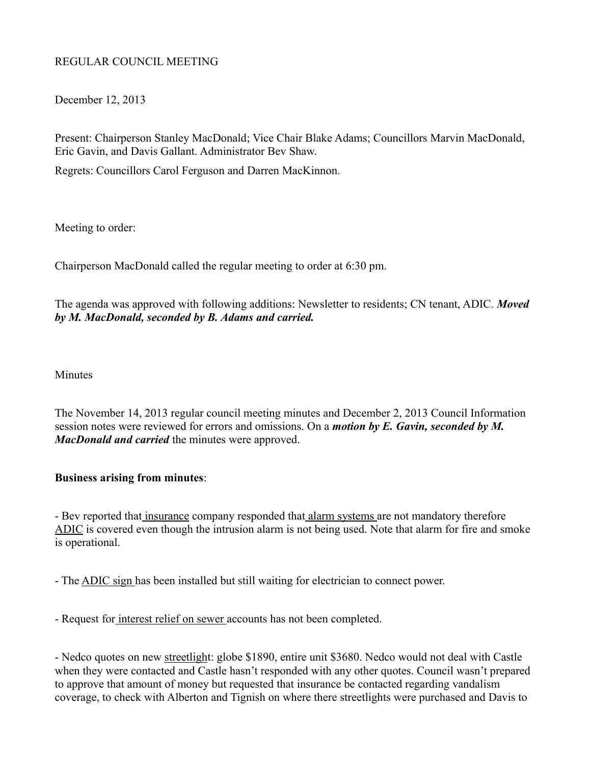REGULAR COUNCIL MEETING

December 12, 2013

Present: Chairperson Stanley MacDonald; Vice Chair Blake Adams; Councillors Marvin MacDonald, Eric Gavin, and Davis Gallant. Administrator Bev Shaw.

Regrets: Councillors Carol Ferguson and Darren MacKinnon.

Meeting to order:

Chairperson MacDonald called the regular meeting to order at 6:30 pm.

The agenda was approved with following additions: Newsletter to residents; CN tenant, ADIC. ***Moved by M. MacDonald, seconded by B. Adams and carried.***

Minutes

The November 14, 2013 regular council meeting minutes and December 2, 2013 Council Information session notes were reviewed for errors and omissions. On a ***motion by E. Gavin, seconded by M. MacDonald and carried*** the minutes were approved.

**Business arising from minutes**:

- Bev reported that insurance company responded that alarm systems are not mandatory therefore ADIC is covered even though the intrusion alarm is not being used. Note that alarm for fire and smoke is operational.

- The ADIC sign has been installed but still waiting for electrician to connect power.

- Request for interest relief on sewer accounts has not been completed.

- Nedco quotes on new streetlight: globe $1890, entire unit $3680. Nedco would not deal with Castle when they were contacted and Castle hasn't responded with any other quotes. Council wasn't prepared to approve that amount of money but requested that insurance be contacted regarding vandalism coverage, to check with Alberton and Tignish on where there streetlights were purchased and Davis to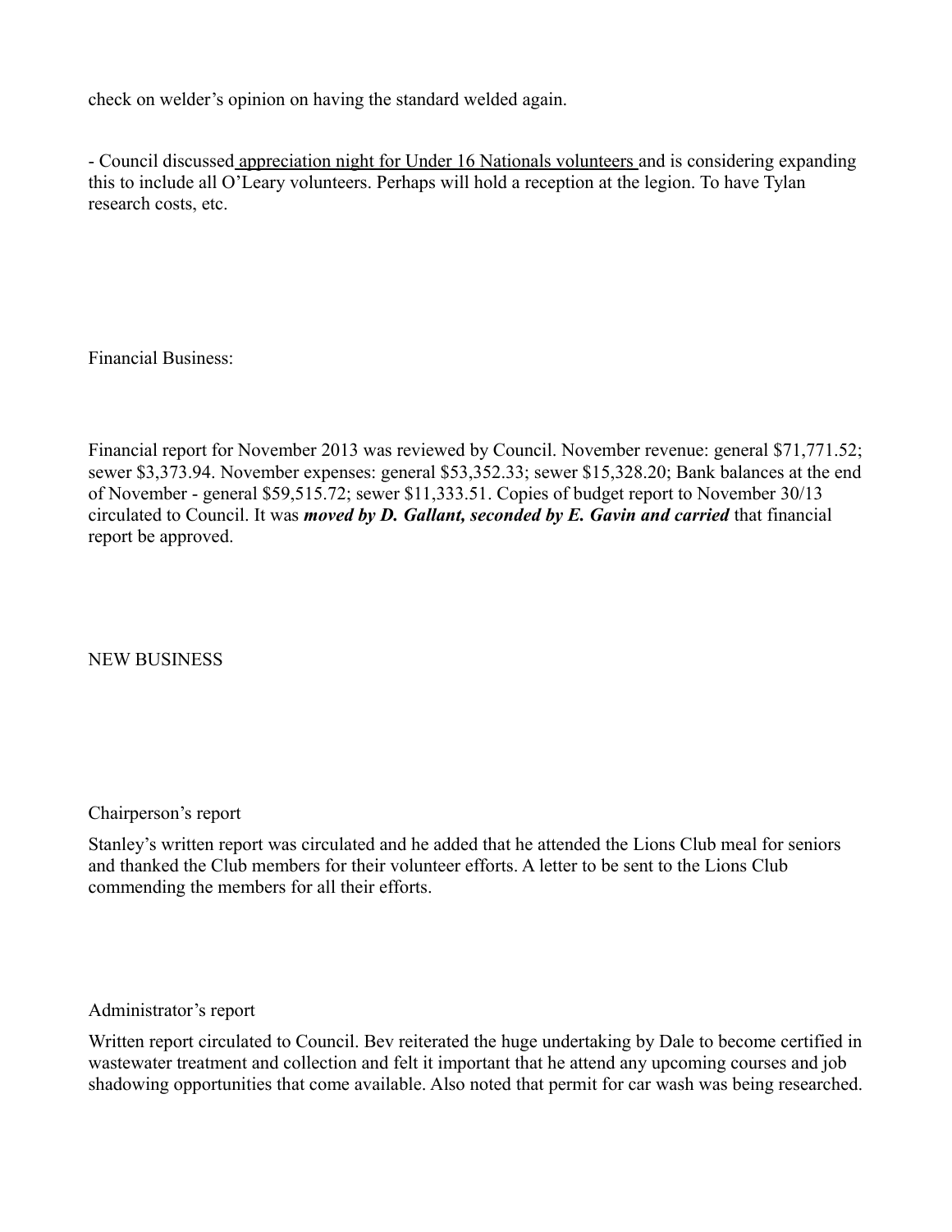check on welder’s opinion on having the standard welded again.

- Council discussed <u>appreciation night for Under 16 Nationals volunteers</u> and is considering expanding this to include all O’Leary volunteers. Perhaps will hold a reception at the legion. To have Tylan research costs, etc.

Financial Business:

Financial report for November 2013 was reviewed by Council. November revenue: general $71,771.52; sewer $3,373.94. November expenses: general $53,352.33; sewer $15,328.20; Bank balances at the end of November - general $59,515.72; sewer $11,333.51. Copies of budget report to November 30/13 circulated to Council. It was ***moved by D. Gallant, seconded by E. Gavin and carried*** that financial report be approved.

NEW BUSINESS

Chairperson’s report

Stanley’s written report was circulated and he added that he attended the Lions Club meal for seniors and thanked the Club members for their volunteer efforts. A letter to be sent to the Lions Club commending the members for all their efforts.

Administrator’s report

Written report circulated to Council. Bev reiterated the huge undertaking by Dale to become certified in wastewater treatment and collection and felt it important that he attend any upcoming courses and job shadowing opportunities that come available. Also noted that permit for car wash was being researched.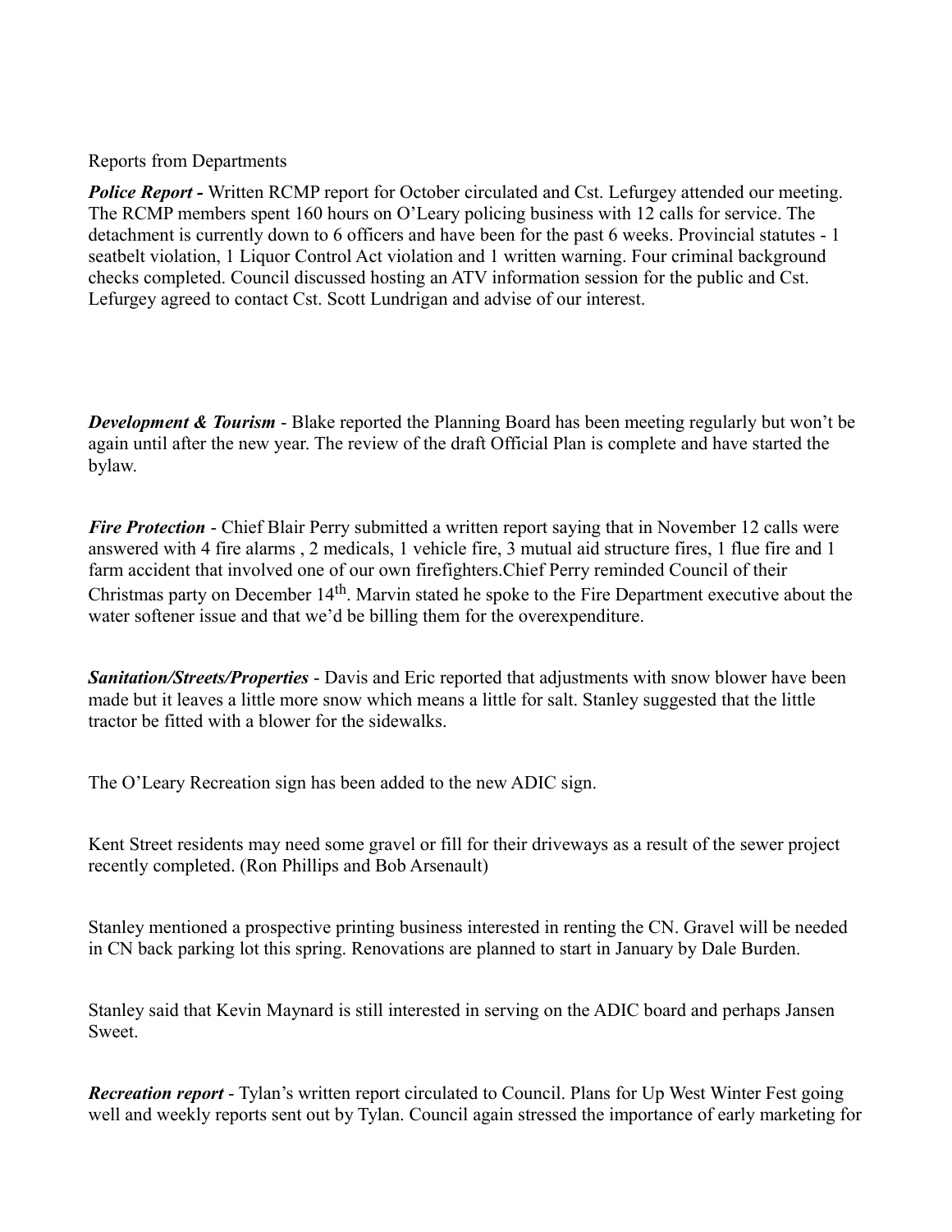Reports from Departments

***Police Report -*** Written RCMP report for October circulated and Cst. Lefurgey attended our meeting. The RCMP members spent 160 hours on O'Leary policing business with 12 calls for service. The detachment is currently down to 6 officers and have been for the past 6 weeks. Provincial statutes - 1 seatbelt violation, 1 Liquor Control Act violation and 1 written warning. Four criminal background checks completed. Council discussed hosting an ATV information session for the public and Cst. Lefurgey agreed to contact Cst. Scott Lundrigan and advise of our interest.

***Development & Tourism*** - Blake reported the Planning Board has been meeting regularly but won't be again until after the new year. The review of the draft Official Plan is complete and have started the bylaw.

***Fire Protection*** - Chief Blair Perry submitted a written report saying that in November 12 calls were answered with 4 fire alarms , 2 medicals, 1 vehicle fire, 3 mutual aid structure fires, 1 flue fire and 1 farm accident that involved one of our own firefighters.Chief Perry reminded Council of their Christmas party on December 14th. Marvin stated he spoke to the Fire Department executive about the water softener issue and that we'd be billing them for the overexpenditure.

***Sanitation/Streets/Properties*** - Davis and Eric reported that adjustments with snow blower have been made but it leaves a little more snow which means a little for salt. Stanley suggested that the little tractor be fitted with a blower for the sidewalks.

The O'Leary Recreation sign has been added to the new ADIC sign.

Kent Street residents may need some gravel or fill for their driveways as a result of the sewer project recently completed. (Ron Phillips and Bob Arsenault)

Stanley mentioned a prospective printing business interested in renting the CN. Gravel will be needed in CN back parking lot this spring. Renovations are planned to start in January by Dale Burden.

Stanley said that Kevin Maynard is still interested in serving on the ADIC board and perhaps Jansen Sweet.

***Recreation report*** - Tylan's written report circulated to Council. Plans for Up West Winter Fest going well and weekly reports sent out by Tylan. Council again stressed the importance of early marketing for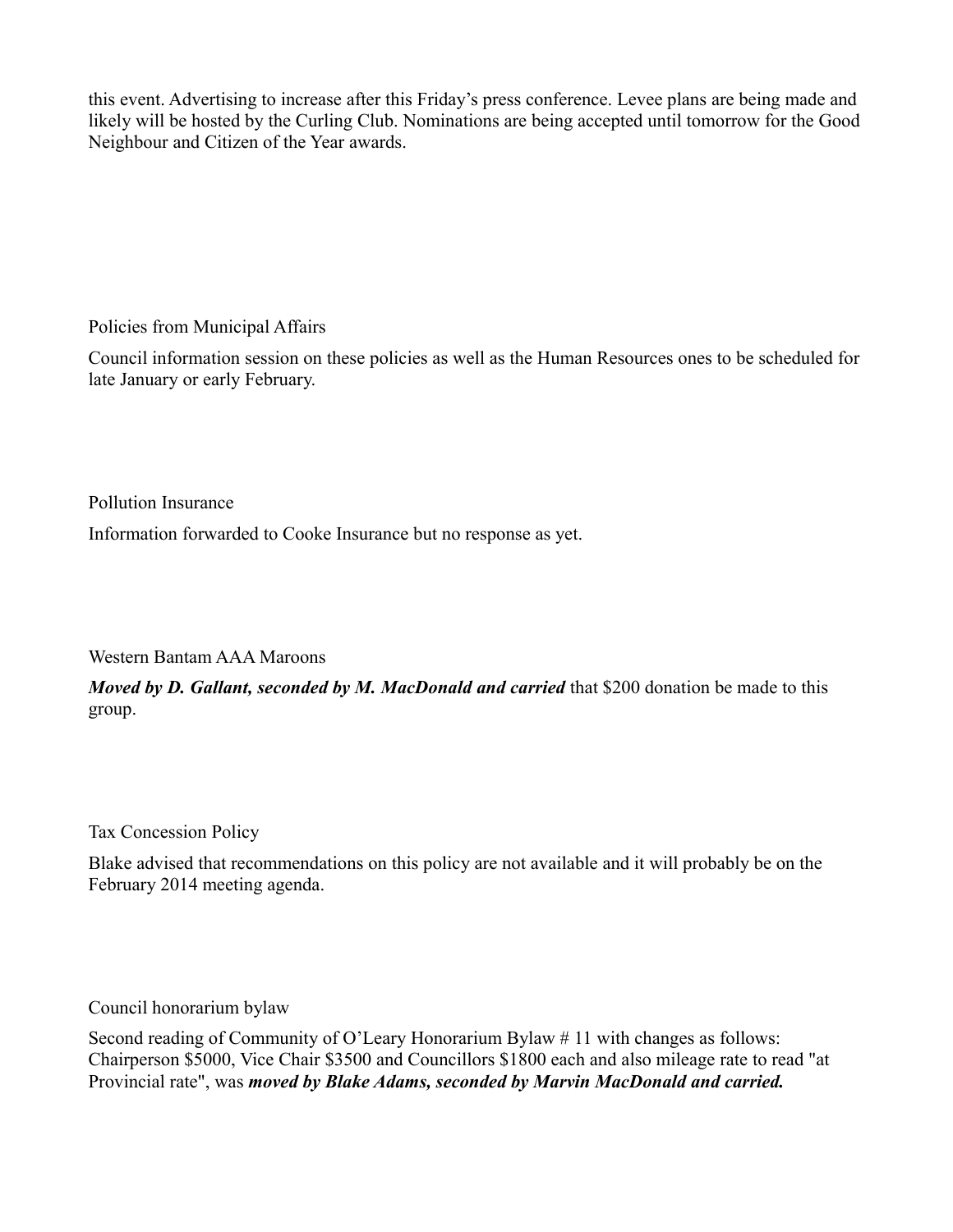this event. Advertising to increase after this Friday's press conference. Levee plans are being made and likely will be hosted by the Curling Club. Nominations are being accepted until tomorrow for the Good Neighbour and Citizen of the Year awards.

Policies from Municipal Affairs

Council information session on these policies as well as the Human Resources ones to be scheduled for late January or early February.

Pollution Insurance

Information forwarded to Cooke Insurance but no response as yet.

Western Bantam AAA Maroons

***Moved by D. Gallant, seconded by M. MacDonald and carried*** that $200 donation be made to this group.

Tax Concession Policy

Blake advised that recommendations on this policy are not available and it will probably be on the February 2014 meeting agenda.

Council honorarium bylaw

Second reading of Community of O'Leary Honorarium Bylaw # 11 with changes as follows: Chairperson $5000, Vice Chair $3500 and Councillors $1800 each and also mileage rate to read "at Provincial rate", was ***moved by Blake Adams, seconded by Marvin MacDonald and carried.***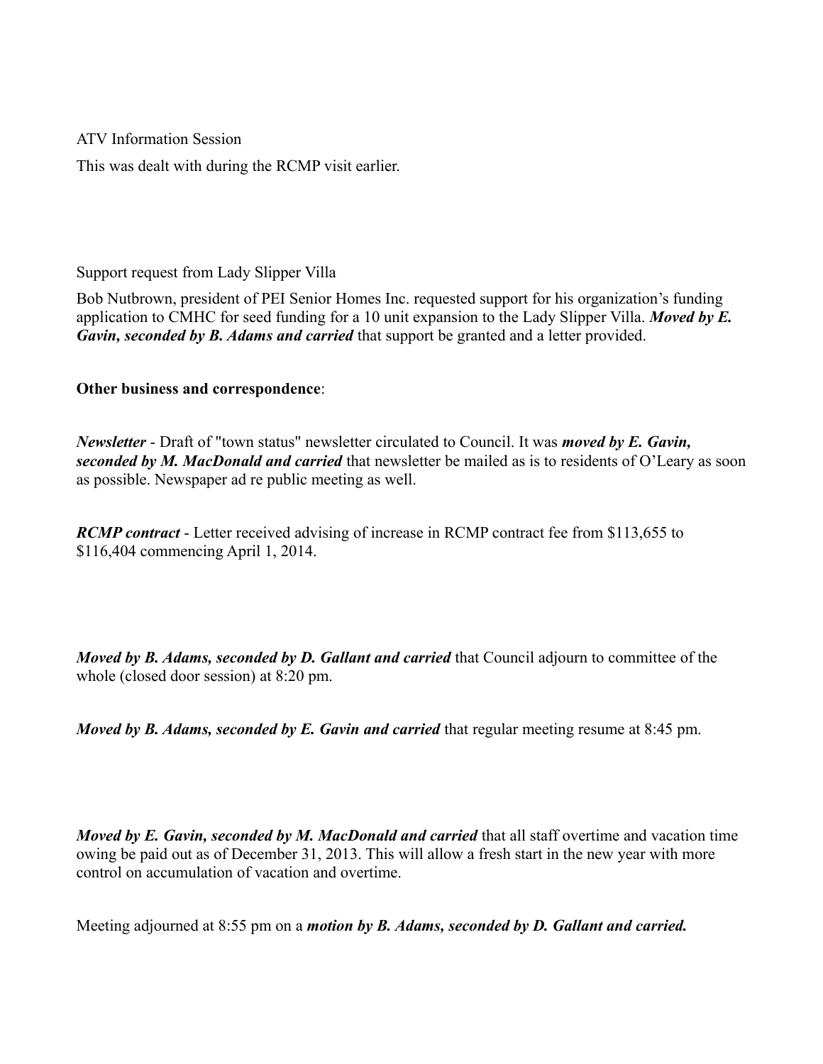ATV Information Session

This was dealt with during the RCMP visit earlier.

Support request from Lady Slipper Villa

Bob Nutbrown, president of PEI Senior Homes Inc. requested support for his organization's funding application to CMHC for seed funding for a 10 unit expansion to the Lady Slipper Villa. ***Moved by E. Gavin, seconded by B. Adams and carried*** that support be granted and a letter provided.

**Other business and correspondence**:

***Newsletter*** - Draft of "town status" newsletter circulated to Council. It was ***moved by E. Gavin, seconded by M. MacDonald and carried*** that newsletter be mailed as is to residents of O'Leary as soon as possible. Newspaper ad re public meeting as well.

***RCMP contract*** - Letter received advising of increase in RCMP contract fee from $113,655 to $116,404 commencing April 1, 2014.

***Moved by B. Adams, seconded by D. Gallant and carried*** that Council adjourn to committee of the whole (closed door session) at 8:20 pm.

***Moved by B. Adams, seconded by E. Gavin and carried*** that regular meeting resume at 8:45 pm.

***Moved by E. Gavin, seconded by M. MacDonald and carried*** that all staff overtime and vacation time owing be paid out as of December 31, 2013. This will allow a fresh start in the new year with more control on accumulation of vacation and overtime.

Meeting adjourned at 8:55 pm on a ***motion by B. Adams, seconded by D. Gallant and carried.***